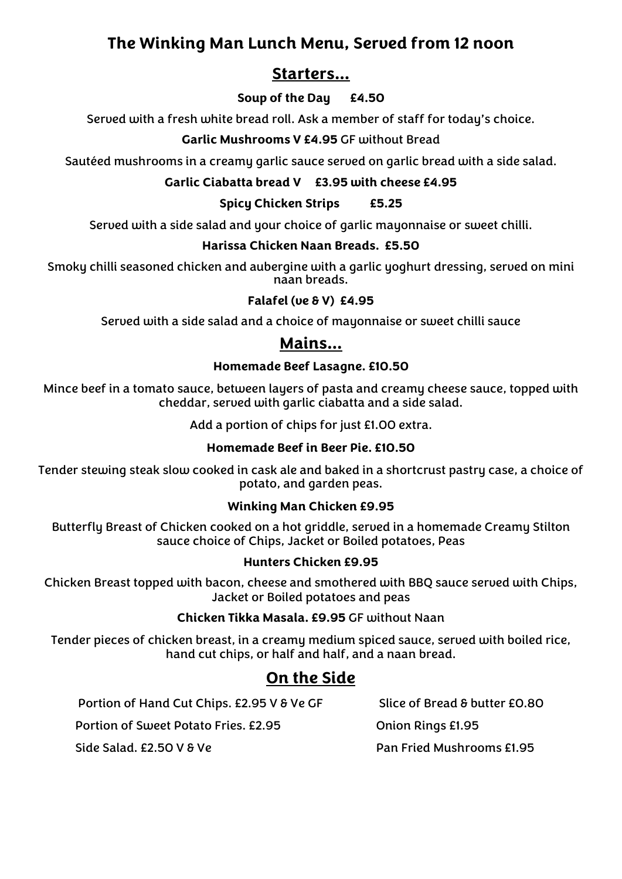# The Winking Man Lunch Menu, Served from 12 noon

## Starters...

**Soup of the Day £4.50**

Served with a fresh white bread roll. Ask a member of staff for today's choice.

**Garlic Mushrooms V £4.95** GF without Bread

Sautéed mushrooms in a creamy garlic sauce served on garlic bread with a side salad.

**Garlic Ciabatta bread V £3.95 with cheese £4.95**

**Spicy Chicken Strips £5.25**

Served with a side salad and your choice of garlic mayonnaise or sweet chilli.

**Harissa Chicken Naan Breads. £5.50**

Smoky chilli seasoned chicken and aubergine with a garlic yoghurt dressing, served on mini naan breads.

**Falafel (ve & V) £4.95**

Served with a side salad and a choice of mayonnaise or sweet chilli sauce

## Mains...

**Homemade Beef Lasagne. £10.50**

Mince beef in a tomato sauce, between layers of pasta and creamy cheese sauce, topped with cheddar, served with garlic ciabatta and a side salad.

Add a portion of chips for just £1.00 extra.

**Homemade Beef in Beer Pie. £10.50**

Tender stewing steak slow cooked in cask ale and baked in a shortcrust pastry case, a choice of potato, and garden peas.

**Winking Man Chicken £9.95**

Butterfly Breast of Chicken cooked on a hot griddle, served in a homemade Creamy Stilton sauce choice of Chips, Jacket or Boiled potatoes, Peas

**Hunters Chicken £9.95**

Chicken Breast topped with bacon, cheese and smothered with BBQ sauce served with Chips, Jacket or Boiled potatoes and peas

**Chicken Tikka Masala. £9.95** GF without Naan

Tender pieces of chicken breast, in a creamy medium spiced sauce, served with boiled rice, hand cut chips, or half and half, and a naan bread.

## On the Side

Portion of Hand Cut Chips. £2.95 V & Ve GF

Portion of Sweet Potato Fries. £2.95

Side Salad. £2.50 V & Ve

Slice of Bread & butter £0.80

Onion Rings £1.95

Pan Fried Mushrooms £1.95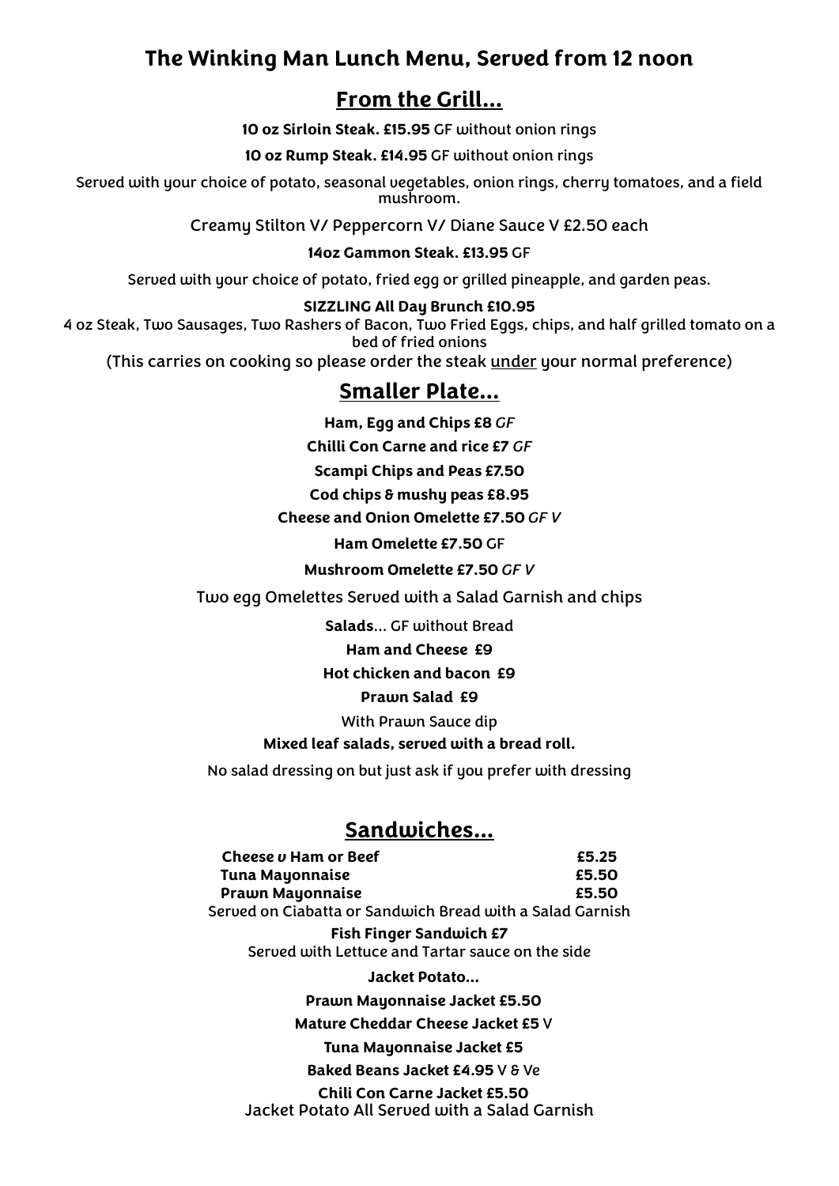# The Winking Man Lunch Menu, Served from 12 noon

## From the Grill...

**10 oz Sirloin Steak. £15.95** GF without onion rings

**10 oz Rump Steak. £14.95** GF without onion rings

Served with your choice of potato, seasonal vegetables, onion rings, cherry tomatoes, and a field mushroom.

Creamy Stilton V/ Peppercorn V/ Diane Sauce V £2.50 each

**14oz Gammon Steak. £13.95** GF

Served with your choice of potato, fried egg or grilled pineapple, and garden peas.

**SIZZLING All Day Brunch £10.95**

4 oz Steak, Two Sausages, Two Rashers of Bacon, Two Fried Eggs, chips, and half grilled tomato on a bed of fried onions

(This carries on cooking so please order the steak <u>under</u> your normal preference)

## Smaller Plate...

**Ham, Egg and Chips £8** *GF*

**Chilli Con Carne and rice £7** *GF*

**Scampi Chips and Peas £7.50**

**Cod chips & mushy peas £8.95**

**Cheese and Onion Omelette £7.50** *GF V*

**Ham Omelette £7.50** GF

**Mushroom Omelette £7.50** *GF V*

Two egg Omelettes Served with a Salad Garnish and chips

**Salads**... GF without Bread

**Ham and Cheese £9**

**Hot chicken and bacon £9**

**Prawn Salad £9**

With Prawn Sauce dip

**Mixed leaf salads, served with a bread roll.**

No salad dressing on but just ask if you prefer with dressing

## Sandwiches...

| | |
|---|---|
| **Cheese *v* Ham or Beef** | **£5.25** |
| **Tuna Mayonnaise** | **£5.50** |
| **Prawn Mayonnaise** | **£5.50** |

Served on Ciabatta or Sandwich Bread with a Salad Garnish

**Fish Finger Sandwich £7**

Served with Lettuce and Tartar sauce on the side

**Jacket Potato...**

**Prawn Mayonnaise Jacket £5.50**

**Mature Cheddar Cheese Jacket £5** V

**Tuna Mayonnaise Jacket £5**

**Baked Beans Jacket £4.95** V & Ve

**Chili Con Carne Jacket £5.50**

Jacket Potato All Served with a Salad Garnish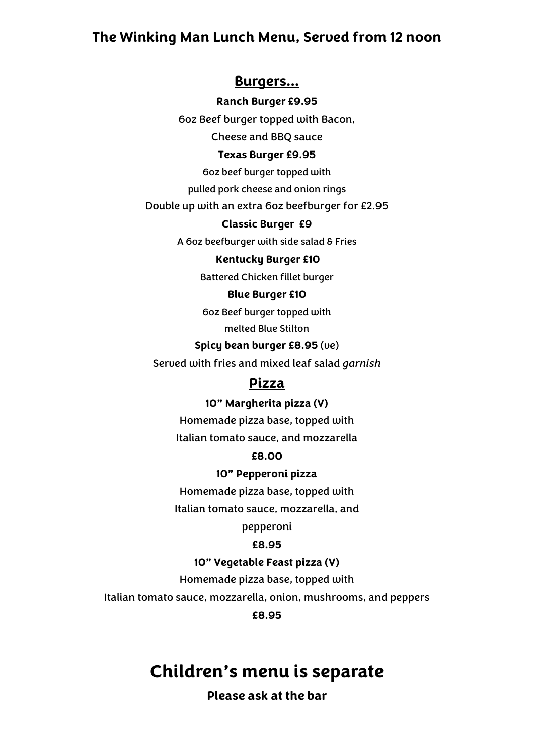# The Winking Man Lunch Menu, Served from 12 noon

## Burgers…

**Ranch Burger £9.95**

6oz Beef burger topped with Bacon,
Cheese and BBQ sauce

**Texas Burger £9.95**

6oz beef burger topped with
pulled pork cheese and onion rings

Double up with an extra 6oz beefburger for £2.95

**Classic Burger £9**

A 6oz beefburger with side salad & Fries

**Kentucky Burger £10**

Battered Chicken fillet burger

**Blue Burger £10**

6oz Beef burger topped with
melted Blue Stilton

**Spicy bean burger £8.95** (ve)

Served with fries and mixed leaf salad *garnish*

## Pizza

**10" Margherita pizza (V)**

Homemade pizza base, topped with
Italian tomato sauce, and mozzarella

**£8.00**

**10" Pepperoni pizza**

Homemade pizza base, topped with
Italian tomato sauce, mozzarella, and
pepperoni

**£8.95**

**10" Vegetable Feast pizza (V)**

Homemade pizza base, topped with
Italian tomato sauce, mozzarella, onion, mushrooms, and peppers

**£8.95**

# Children's menu is separate

**Please ask at the bar**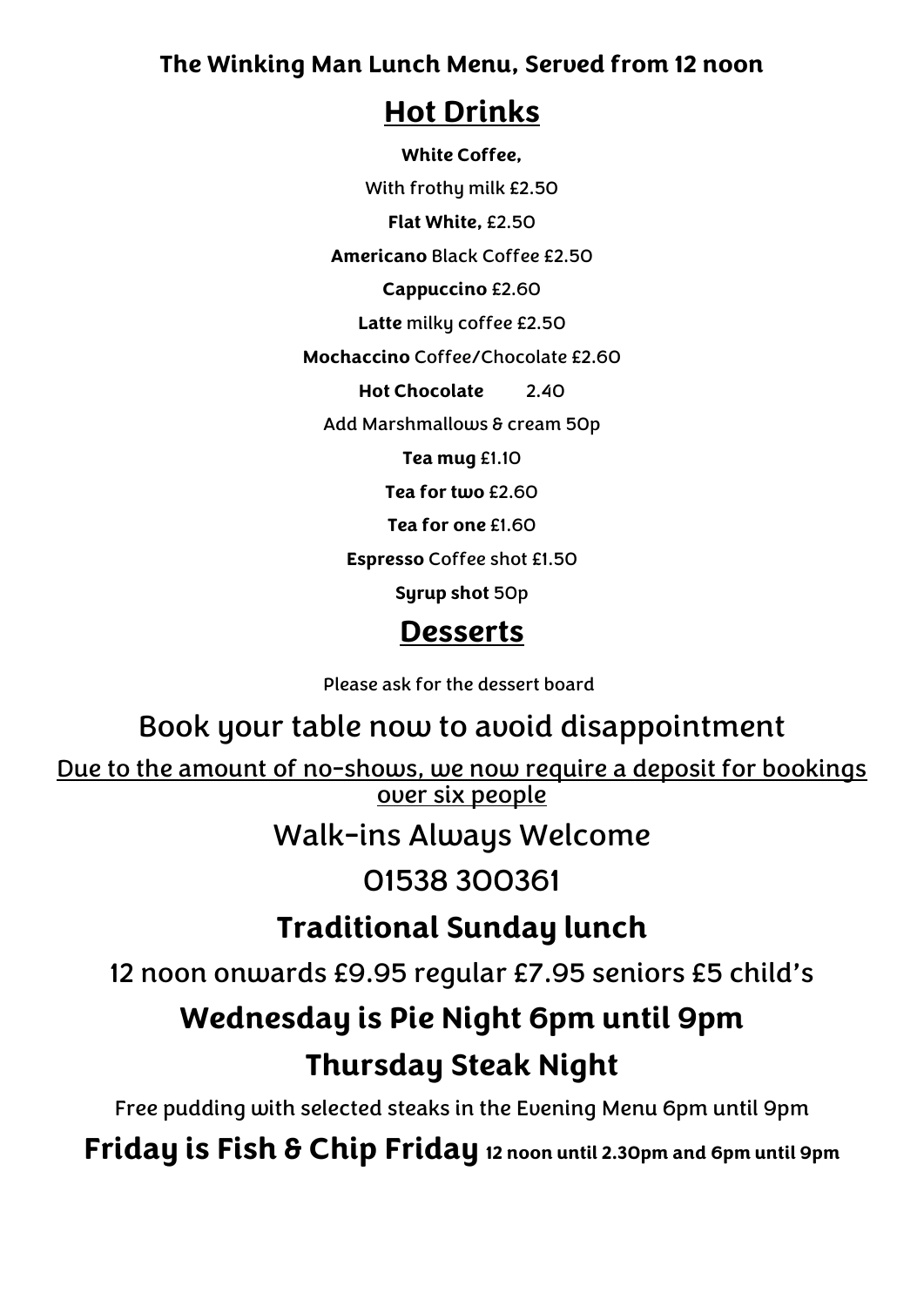**The Winking Man Lunch Menu, Served from 12 noon**

# Hot Drinks

**White Coffee,**

With frothy milk £2.50

**Flat White,** £2.50

**Americano** Black Coffee £2.50

**Cappuccino** £2.60

**Latte** milky coffee £2.50

**Mochaccino** Coffee/Chocolate £2.60

**Hot Chocolate** 2.40

Add Marshmallows & cream 50p

**Tea mug** £1.10

**Tea for two** £2.60

**Tea for one** £1.60

**Espresso** Coffee shot £1.50

**Syrup shot** 50p

# Desserts

Please ask for the dessert board

Book your table now to avoid disappointment

Due to the amount of no-shows, we now require a deposit for bookings over six people

Walk-ins Always Welcome

01538 300361

## Traditional Sunday lunch

12 noon onwards £9.95 regular £7.95 seniors £5 child's

## Wednesday is Pie Night 6pm until 9pm

## Thursday Steak Night

Free pudding with selected steaks in the Evening Menu 6pm until 9pm

**Friday is Fish & Chip Friday** **12 noon until 2.30pm and 6pm until 9pm**